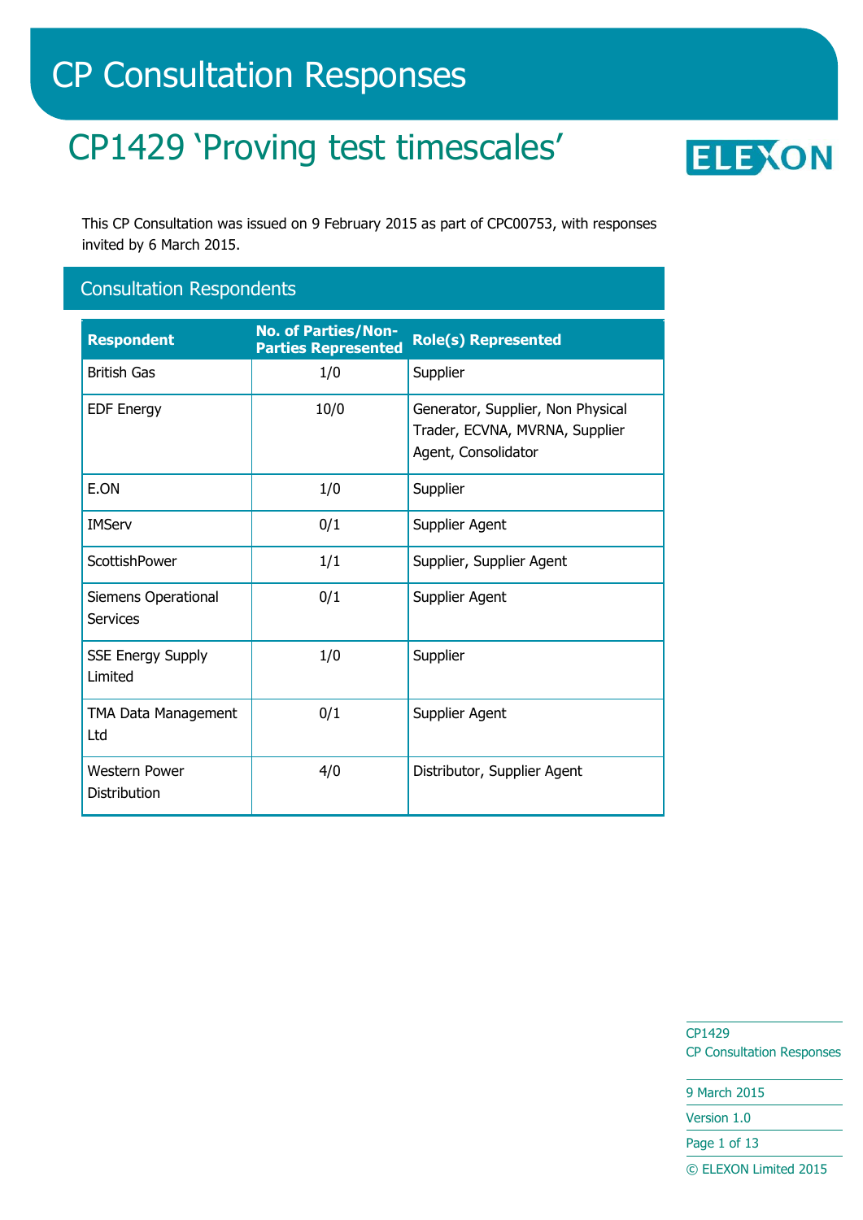# CP Consultation Responses

## CP1429 'Proving test timescales'

This CP Consultation was issued on 9 February 2015 as part of CPC00753, with responses invited by 6 March 2015.

### Consultation Respondents

| Respondent | No. of Parties/Non-Parties Represented | Role(s) Represented |
|---|---|---|
| British Gas | 1/0 | Supplier |
| EDF Energy | 10/0 | Generator, Supplier, Non Physical Trader, ECVNA, MVRNA, Supplier Agent, Consolidator |
| E.ON | 1/0 | Supplier |
| IMServ | 0/1 | Supplier Agent |
| ScottishPower | 1/1 | Supplier, Supplier Agent |
| Siemens Operational Services | 0/1 | Supplier Agent |
| SSE Energy Supply Limited | 1/0 | Supplier |
| TMA Data Management Ltd | 0/1 | Supplier Agent |
| Western Power Distribution | 4/0 | Distributor, Supplier Agent |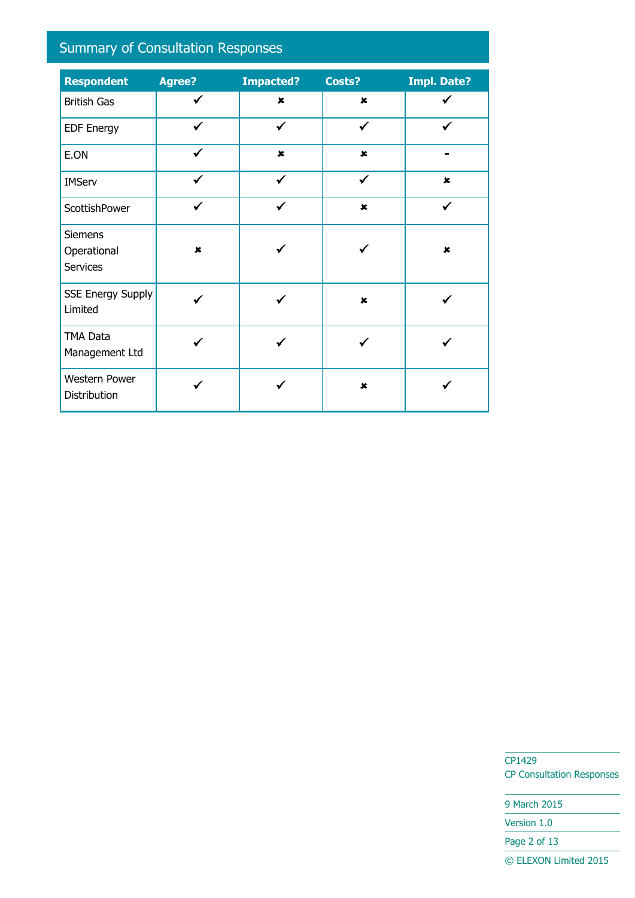## Summary of Consultation Responses

| Respondent | Agree? | Impacted? | Costs? | Impl. Date? |
|---|---|---|---|---|
| British Gas | ✓ | ✗ | ✗ | ✓ |
| EDF Energy | ✓ | ✓ | ✓ | ✓ |
| E.ON | ✓ | ✗ | ✗ | - |
| IMServ | ✓ | ✓ | ✓ | ✗ |
| ScottishPower | ✓ | ✓ | ✗ | ✓ |
| Siemens Operational Services | ✗ | ✓ | ✓ | ✗ |
| SSE Energy Supply Limited | ✓ | ✓ | ✗ | ✓ |
| TMA Data Management Ltd | ✓ | ✓ | ✓ | ✓ |
| Western Power Distribution | ✓ | ✓ | ✗ | ✓ |

CP1429
CP Consultation Responses

9 March 2015

Version 1.0

© ELEXON Limited 2015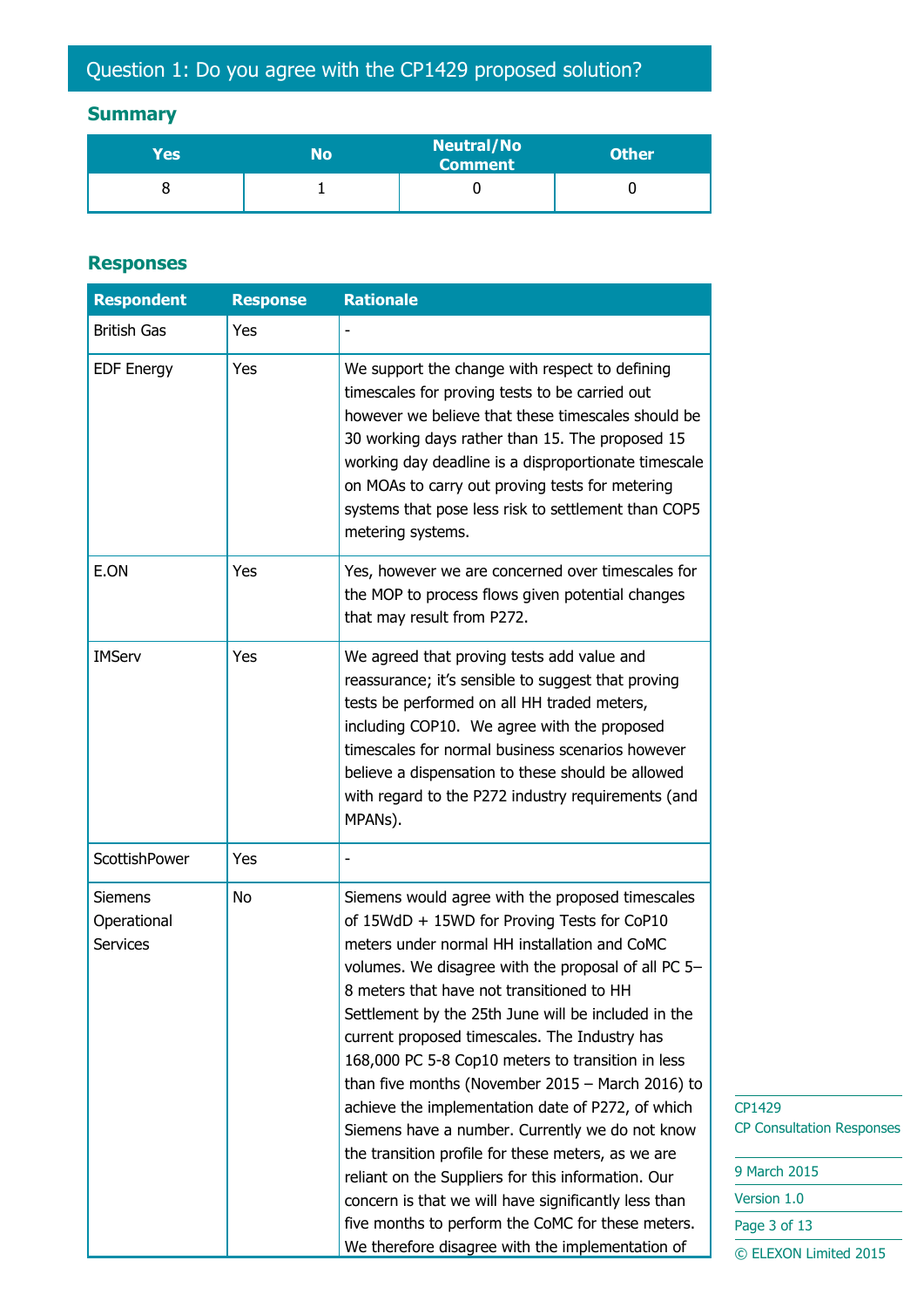## Question 1: Do you agree with the CP1429 proposed solution?

### Summary

| Yes | No | Neutral/No Comment | Other |
|---|---|---|---|
| 8 | 1 | 0 | 0 |

### Responses

| Respondent | Response | Rationale |
|---|---|---|
| British Gas | Yes | - |
| EDF Energy | Yes | We support the change with respect to defining timescales for proving tests to be carried out however we believe that these timescales should be 30 working days rather than 15. The proposed 15 working day deadline is a disproportionate timescale on MOAs to carry out proving tests for metering systems that pose less risk to settlement than COP5 metering systems. |
| E.ON | Yes | Yes, however we are concerned over timescales for the MOP to process flows given potential changes that may result from P272. |
| IMServ | Yes | We agreed that proving tests add value and reassurance; it's sensible to suggest that proving tests be performed on all HH traded meters, including COP10. We agree with the proposed timescales for normal business scenarios however believe a dispensation to these should be allowed with regard to the P272 industry requirements (and MPANs). |
| ScottishPower | Yes | - |
| Siemens Operational Services | No | Siemens would agree with the proposed timescales of 15WdD + 15WD for Proving Tests for CoP10 meters under normal HH installation and CoMC volumes. We disagree with the proposal of all PC 5–8 meters that have not transitioned to HH Settlement by the 25th June will be included in the current proposed timescales. The Industry has 168,000 PC 5-8 Cop10 meters to transition in less than five months (November 2015 – March 2016) to achieve the implementation date of P272, of which Siemens have a number. Currently we do not know the transition profile for these meters, as we are reliant on the Suppliers for this information. Our concern is that we will have significantly less than five months to perform the CoMC for these meters. We therefore disagree with the implementation of |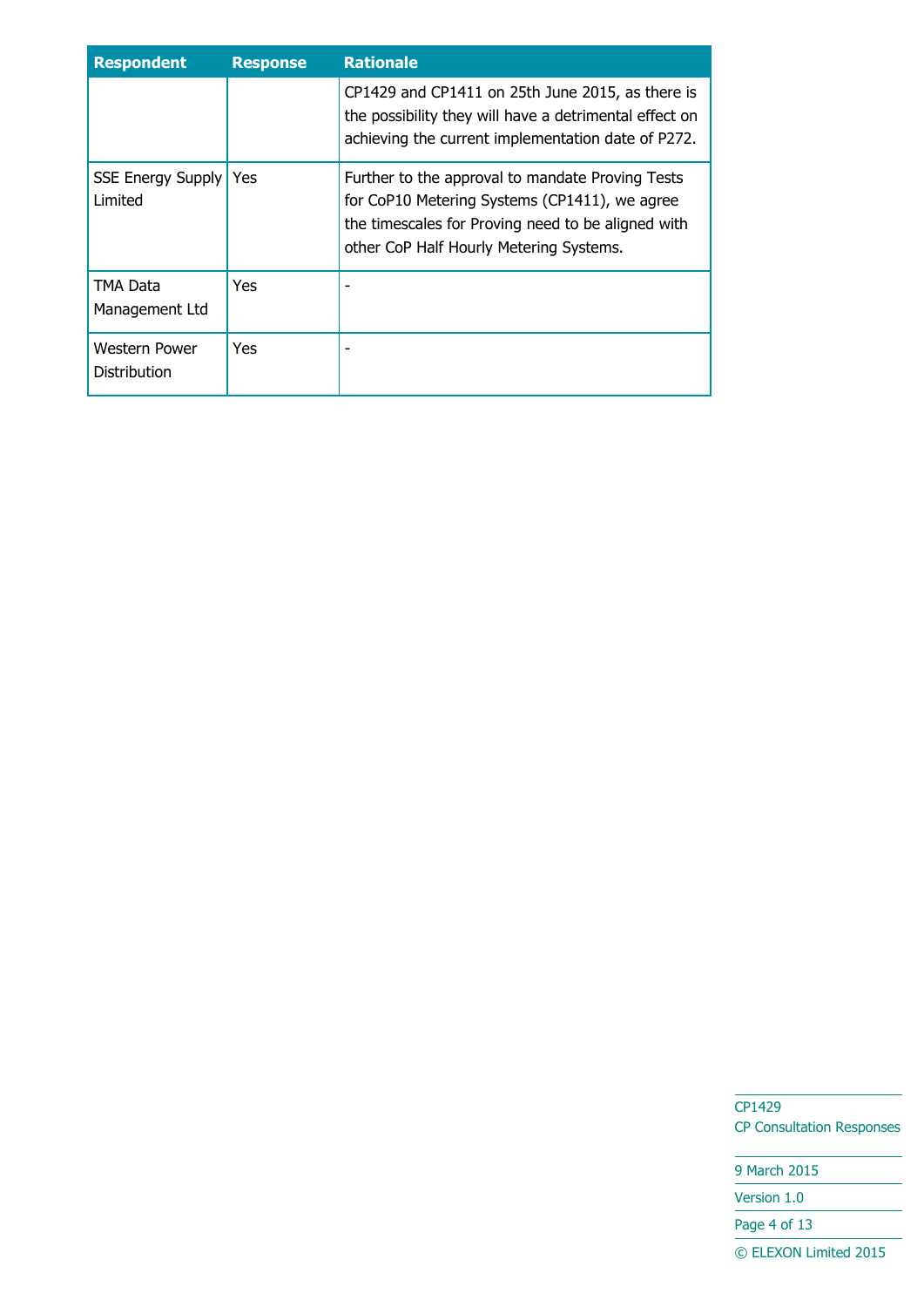| Respondent | Response | Rationale |
|---|---|---|
| | | CP1429 and CP1411 on 25th June 2015, as there is the possibility they will have a detrimental effect on achieving the current implementation date of P272. |
| SSE Energy Supply Limited | Yes | Further to the approval to mandate Proving Tests for CoP10 Metering Systems (CP1411), we agree the timescales for Proving need to be aligned with other CoP Half Hourly Metering Systems. |
| TMA Data Management Ltd | Yes | - |
| Western Power Distribution | Yes | - |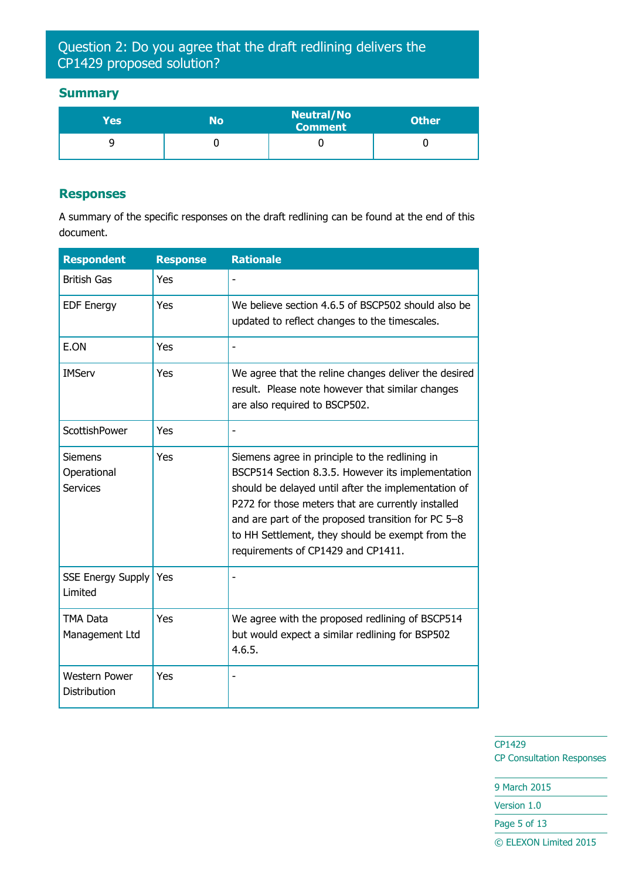## Question 2: Do you agree that the draft redlining delivers the CP1429 proposed solution?

### Summary

| Yes | No | Neutral/No Comment | Other |
|---|---|---|---|
| 9 | 0 | 0 | 0 |

### Responses

A summary of the specific responses on the draft redlining can be found at the end of this document.

| Respondent | Response | Rationale |
|---|---|---|
| British Gas | Yes | - |
| EDF Energy | Yes | We believe section 4.6.5 of BSCP502 should also be updated to reflect changes to the timescales. |
| E.ON | Yes | - |
| IMServ | Yes | We agree that the reline changes deliver the desired result. Please note however that similar changes are also required to BSCP502. |
| ScottishPower | Yes | - |
| Siemens Operational Services | Yes | Siemens agree in principle to the redlining in BSCP514 Section 8.3.5. However its implementation should be delayed until after the implementation of P272 for those meters that are currently installed and are part of the proposed transition for PC 5–8 to HH Settlement, they should be exempt from the requirements of CP1429 and CP1411. |
| SSE Energy Supply Limited | Yes | - |
| TMA Data Management Ltd | Yes | We agree with the proposed redlining of BSCP514 but would expect a similar redlining for BSP502 4.6.5. |
| Western Power Distribution | Yes | - |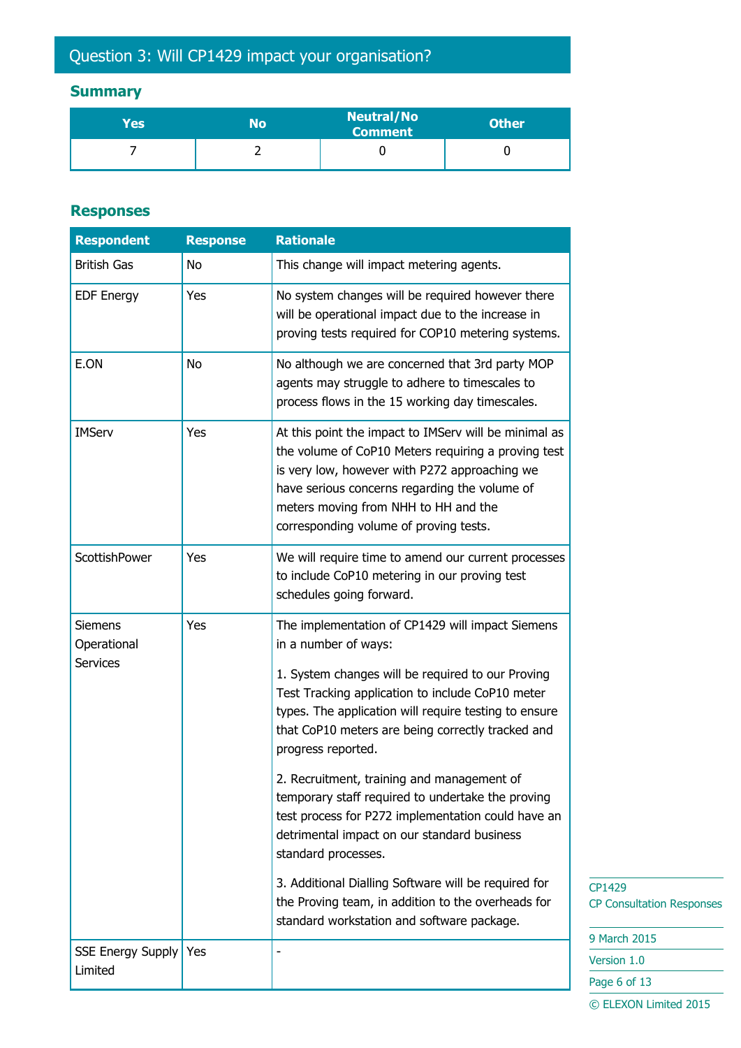## Question 3: Will CP1429 impact your organisation?

### Summary

| Yes | No | Neutral/No Comment | Other |
|---|---|---|---|
| 7 | 2 | 0 | 0 |

### Responses

| Respondent | Response | Rationale |
|---|---|---|
| British Gas | No | This change will impact metering agents. |
| EDF Energy | Yes | No system changes will be required however there will be operational impact due to the increase in proving tests required for COP10 metering systems. |
| E.ON | No | No although we are concerned that 3rd party MOP agents may struggle to adhere to timescales to process flows in the 15 working day timescales. |
| IMServ | Yes | At this point the impact to IMServ will be minimal as the volume of CoP10 Meters requiring a proving test is very low, however with P272 approaching we have serious concerns regarding the volume of meters moving from NHH to HH and the corresponding volume of proving tests. |
| ScottishPower | Yes | We will require time to amend our current processes to include CoP10 metering in our proving test schedules going forward. |
| Siemens Operational Services | Yes | The implementation of CP1429 will impact Siemens in a number of ways:<br><br>1. System changes will be required to our Proving Test Tracking application to include CoP10 meter types. The application will require testing to ensure that CoP10 meters are being correctly tracked and progress reported.<br><br>2. Recruitment, training and management of temporary staff required to undertake the proving test process for P272 implementation could have an detrimental impact on our standard business standard processes.<br><br>3. Additional Dialling Software will be required for the Proving team, in addition to the overheads for standard workstation and software package. |
| SSE Energy Supply Limited | Yes | - |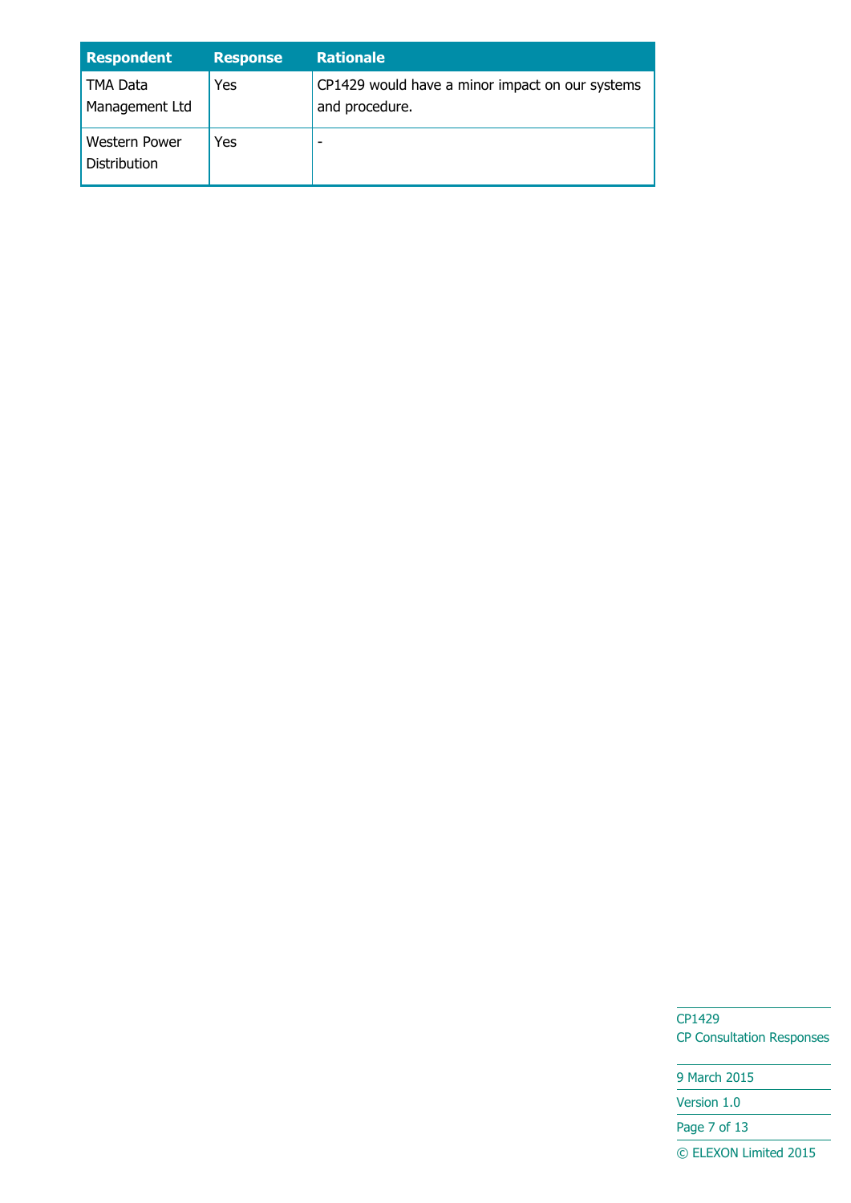| Respondent | Response | Rationale |
|---|---|---|
| TMA Data Management Ltd | Yes | CP1429 would have a minor impact on our systems and procedure. |
| Western Power Distribution | Yes | - |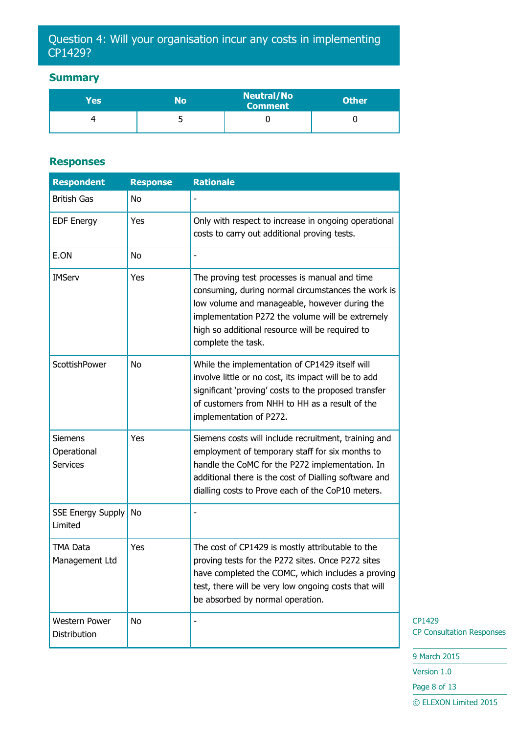## Question 4: Will your organisation incur any costs in implementing CP1429?

### Summary

| Yes | No | Neutral/No Comment | Other |
|---|---|---|---|
| 4 | 5 | 0 | 0 |

### Responses

| Respondent | Response | Rationale |
|---|---|---|
| British Gas | No | - |
| EDF Energy | Yes | Only with respect to increase in ongoing operational costs to carry out additional proving tests. |
| E.ON | No | - |
| IMServ | Yes | The proving test processes is manual and time consuming, during normal circumstances the work is low volume and manageable, however during the implementation P272 the volume will be extremely high so additional resource will be required to complete the task. |
| ScottishPower | No | While the implementation of CP1429 itself will involve little or no cost, its impact will be to add significant 'proving' costs to the proposed transfer of customers from NHH to HH as a result of the implementation of P272. |
| Siemens Operational Services | Yes | Siemens costs will include recruitment, training and employment of temporary staff for six months to handle the CoMC for the P272 implementation. In additional there is the cost of Dialling software and dialling costs to Prove each of the CoP10 meters. |
| SSE Energy Supply Limited | No | - |
| TMA Data Management Ltd | Yes | The cost of CP1429 is mostly attributable to the proving tests for the P272 sites. Once P272 sites have completed the COMC, which includes a proving test, there will be very low ongoing costs that will be absorbed by normal operation. |
| Western Power Distribution | No | - |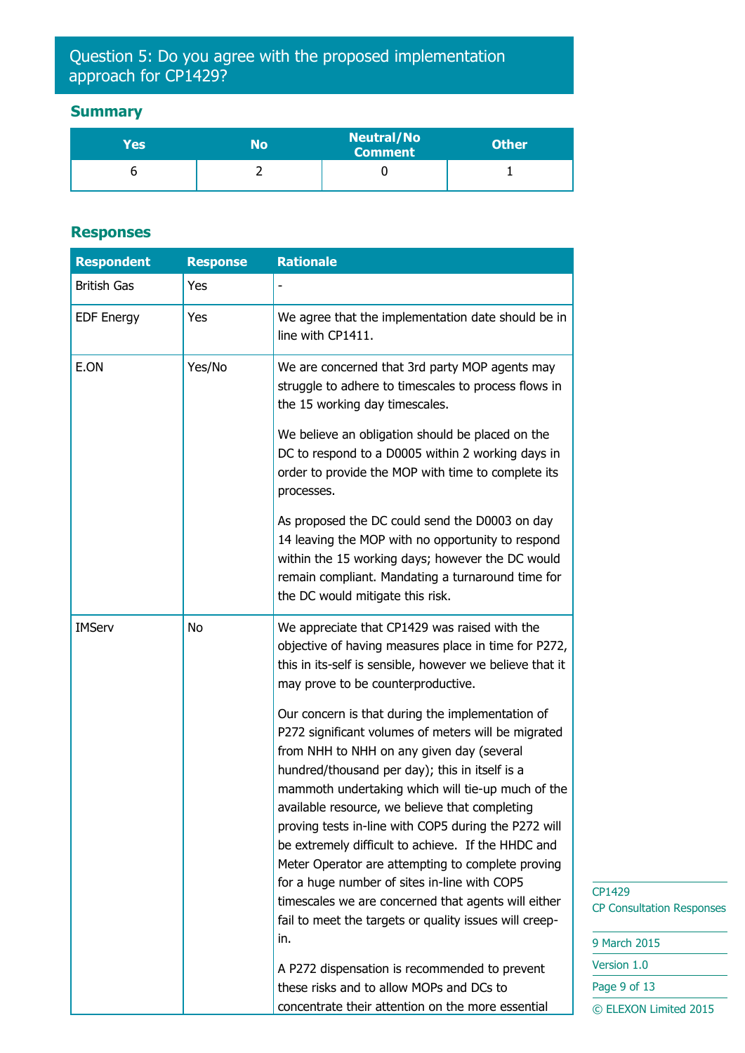## Question 5: Do you agree with the proposed implementation approach for CP1429?

### Summary

| Yes | No | Neutral/No Comment | Other |
|---|---|---|---|
| 6 | 2 | 0 | 1 |

### Responses

| Respondent | Response | Rationale |
|---|---|---|
| British Gas | Yes | - |
| EDF Energy | Yes | We agree that the implementation date should be in line with CP1411. |
| E.ON | Yes/No | We are concerned that 3rd party MOP agents may struggle to adhere to timescales to process flows in the 15 working day timescales.<br><br>We believe an obligation should be placed on the DC to respond to a D0005 within 2 working days in order to provide the MOP with time to complete its processes.<br><br>As proposed the DC could send the D0003 on day 14 leaving the MOP with no opportunity to respond within the 15 working days; however the DC would remain compliant. Mandating a turnaround time for the DC would mitigate this risk. |
| IMServ | No | We appreciate that CP1429 was raised with the objective of having measures place in time for P272, this in its-self is sensible, however we believe that it may prove to be counterproductive.<br><br>Our concern is that during the implementation of P272 significant volumes of meters will be migrated from NHH to NHH on any given day (several hundred/thousand per day); this in itself is a mammoth undertaking which will tie-up much of the available resource, we believe that completing proving tests in-line with COP5 during the P272 will be extremely difficult to achieve. If the HHDC and Meter Operator are attempting to complete proving for a huge number of sites in-line with COP5 timescales we are concerned that agents will either fail to meet the targets or quality issues will creep-in.<br><br>A P272 dispensation is recommended to prevent these risks and to allow MOPs and DCs to concentrate their attention on the more essential |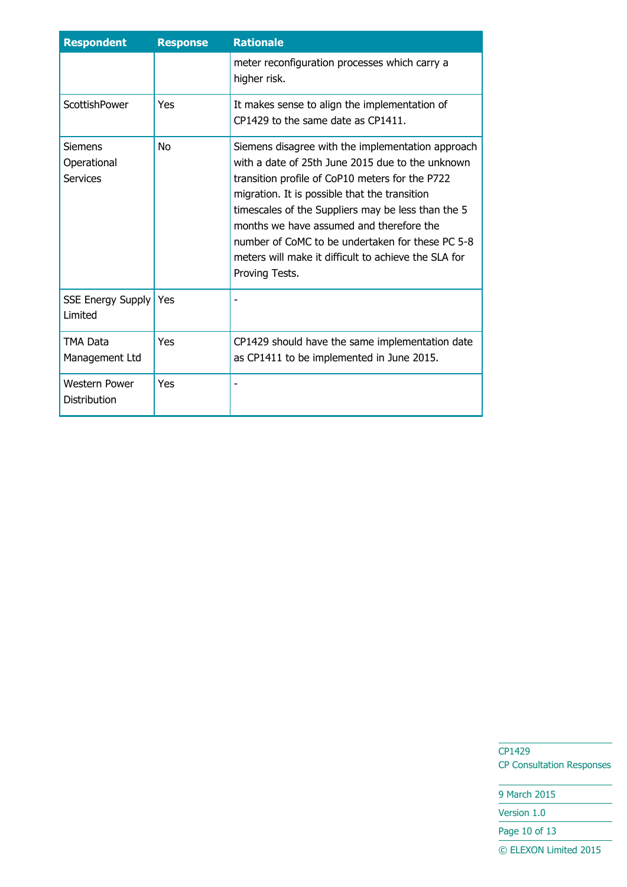| Respondent | Response | Rationale |
|---|---|---|
| | | meter reconfiguration processes which carry a higher risk. |
| ScottishPower | Yes | It makes sense to align the implementation of CP1429 to the same date as CP1411. |
| Siemens Operational Services | No | Siemens disagree with the implementation approach with a date of 25th June 2015 due to the unknown transition profile of CoP10 meters for the P722 migration. It is possible that the transition timescales of the Suppliers may be less than the 5 months we have assumed and therefore the number of CoMC to be undertaken for these PC 5-8 meters will make it difficult to achieve the SLA for Proving Tests. |
| SSE Energy Supply Limited | Yes | - |
| TMA Data Management Ltd | Yes | CP1429 should have the same implementation date as CP1411 to be implemented in June 2015. |
| Western Power Distribution | Yes | - |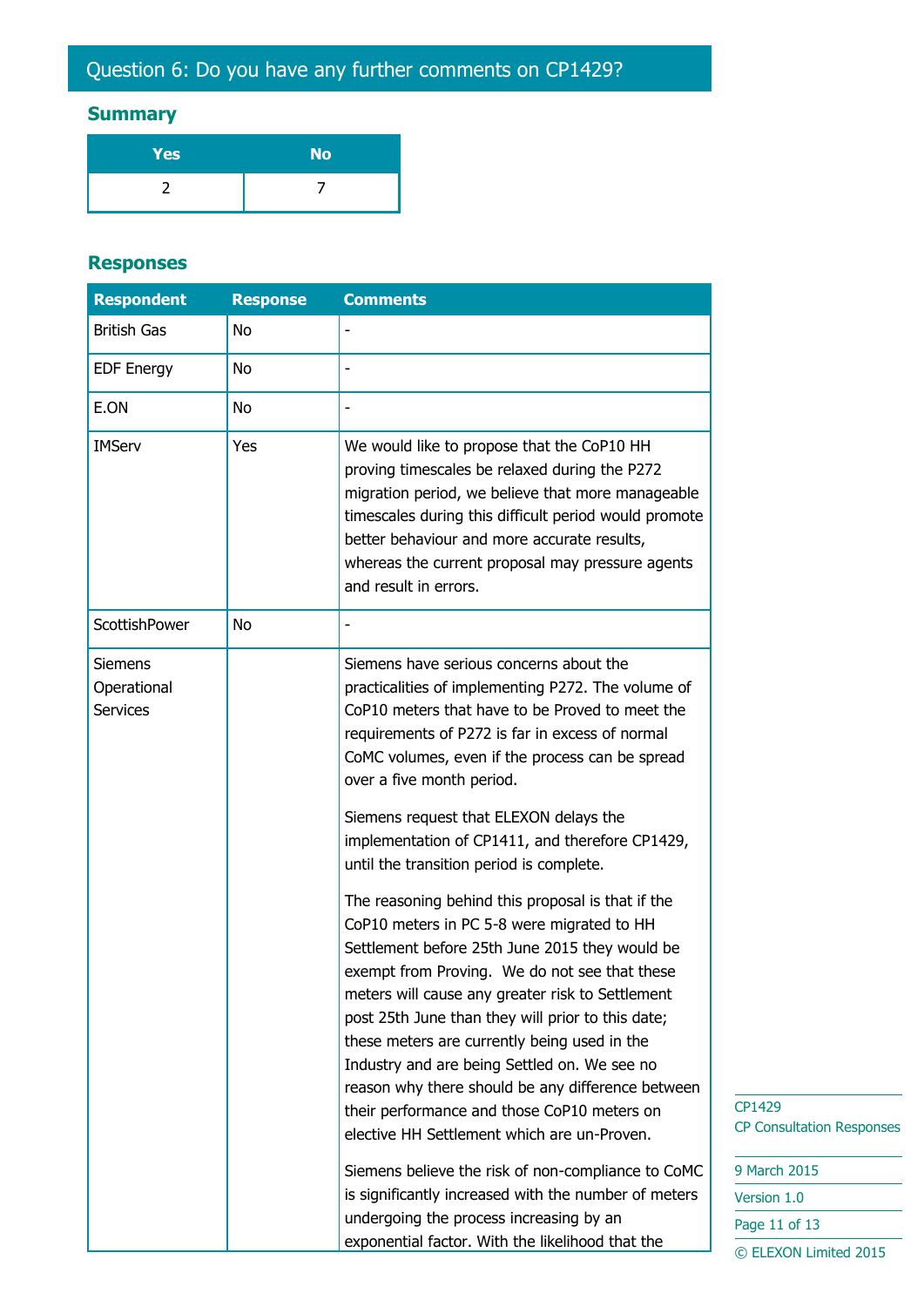## Question 6: Do you have any further comments on CP1429?

### Summary

| Yes | No |
| --- | --- |
| 2 | 7 |

### Responses

| Respondent | Response | Comments |
| --- | --- | --- |
| British Gas | No | - |
| EDF Energy | No | - |
| E.ON | No | - |
| IMServ | Yes | We would like to propose that the CoP10 HH proving timescales be relaxed during the P272 migration period, we believe that more manageable timescales during this difficult period would promote better behaviour and more accurate results, whereas the current proposal may pressure agents and result in errors. |
| ScottishPower | No | - |
| Siemens Operational Services | | Siemens have serious concerns about the practicalities of implementing P272. The volume of CoP10 meters that have to be Proved to meet the requirements of P272 is far in excess of normal CoMC volumes, even if the process can be spread over a five month period.<br><br>Siemens request that ELEXON delays the implementation of CP1411, and therefore CP1429, until the transition period is complete.<br><br>The reasoning behind this proposal is that if the CoP10 meters in PC 5-8 were migrated to HH Settlement before 25th June 2015 they would be exempt from Proving. We do not see that these meters will cause any greater risk to Settlement post 25th June than they will prior to this date; these meters are currently being used in the Industry and are being Settled on. We see no reason why there should be any difference between their performance and those CoP10 meters on elective HH Settlement which are un-Proven.<br><br>Siemens believe the risk of non-compliance to CoMC is significantly increased with the number of meters undergoing the process increasing by an exponential factor. With the likelihood that the |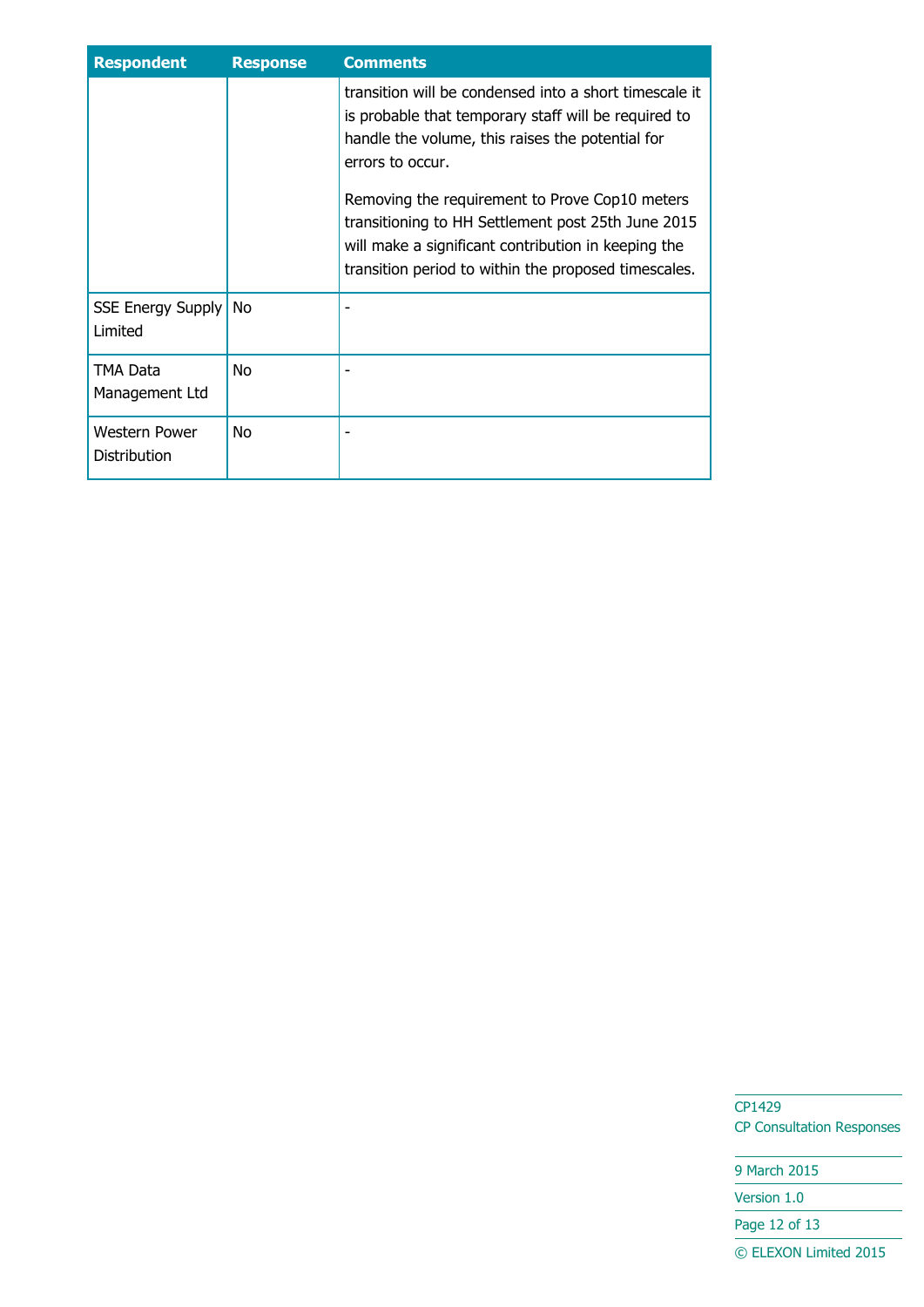| Respondent | Response | Comments |
| --- | --- | --- |
| | | transition will be condensed into a short timescale it is probable that temporary staff will be required to handle the volume, this raises the potential for errors to occur.<br><br>Removing the requirement to Prove Cop10 meters transitioning to HH Settlement post 25th June 2015 will make a significant contribution in keeping the transition period to within the proposed timescales. |
| SSE Energy Supply Limited | No | - |
| TMA Data Management Ltd | No | - |
| Western Power Distribution | No | - |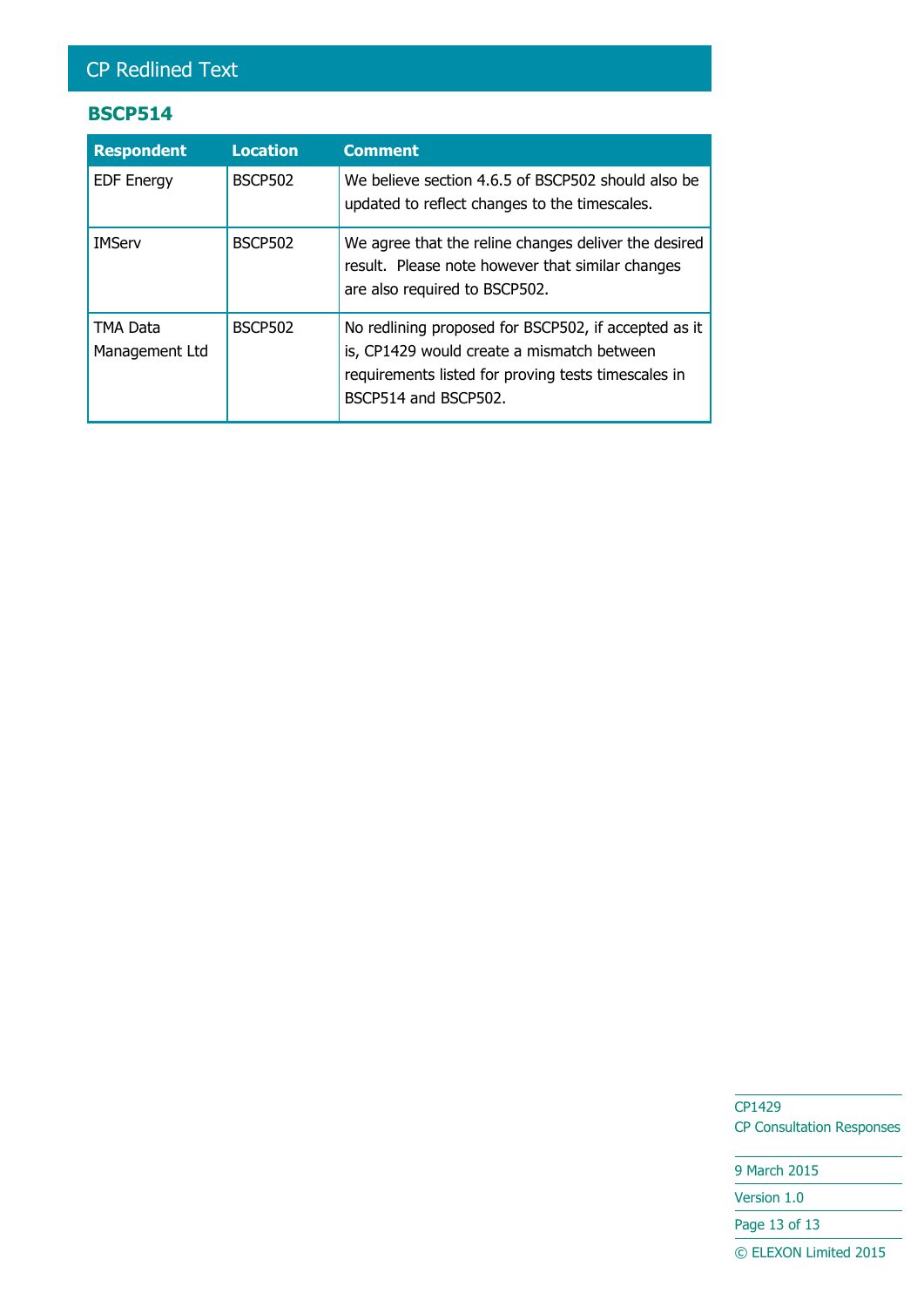# CP Redlined Text

## BSCP514

| Respondent | Location | Comment |
|---|---|---|
| EDF Energy | BSCP502 | We believe section 4.6.5 of BSCP502 should also be updated to reflect changes to the timescales. |
| IMServ | BSCP502 | We agree that the reline changes deliver the desired result. Please note however that similar changes are also required to BSCP502. |
| TMA Data Management Ltd | BSCP502 | No redlining proposed for BSCP502, if accepted as it is, CP1429 would create a mismatch between requirements listed for proving tests timescales in BSCP514 and BSCP502. |